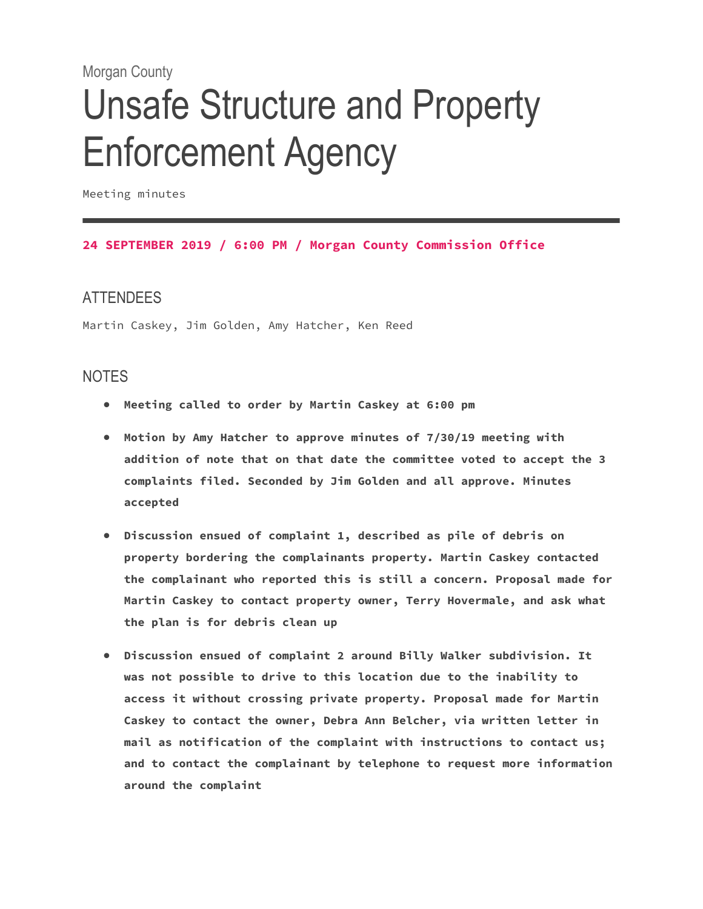Morgan County

# Unsafe Structure and Property Enforcement Agency

Meeting minutes

---

**24 SEPTEMBER 2019 / 6:00 PM / Morgan County Commission Office**

## ATTENDEES

Martin Caskey, Jim Golden, Amy Hatcher, Ken Reed

## NOTES

- **Meeting called to order by Martin Caskey at 6:00 pm**
- **Motion by Amy Hatcher to approve minutes of 7/30/19 meeting with addition of note that on that date the committee voted to accept the 3 complaints filed. Seconded by Jim Golden and all approve. Minutes accepted**
- **Discussion ensued of complaint 1, described as pile of debris on property bordering the complainants property. Martin Caskey contacted the complainant who reported this is still a concern. Proposal made for Martin Caskey to contact property owner, Terry Hovermale, and ask what the plan is for debris clean up**
- **Discussion ensued of complaint 2 around Billy Walker subdivision. It was not possible to drive to this location due to the inability to access it without crossing private property. Proposal made for Martin Caskey to contact the owner, Debra Ann Belcher, via written letter in mail as notification of the complaint with instructions to contact us; and to contact the complainant by telephone to request more information around the complaint**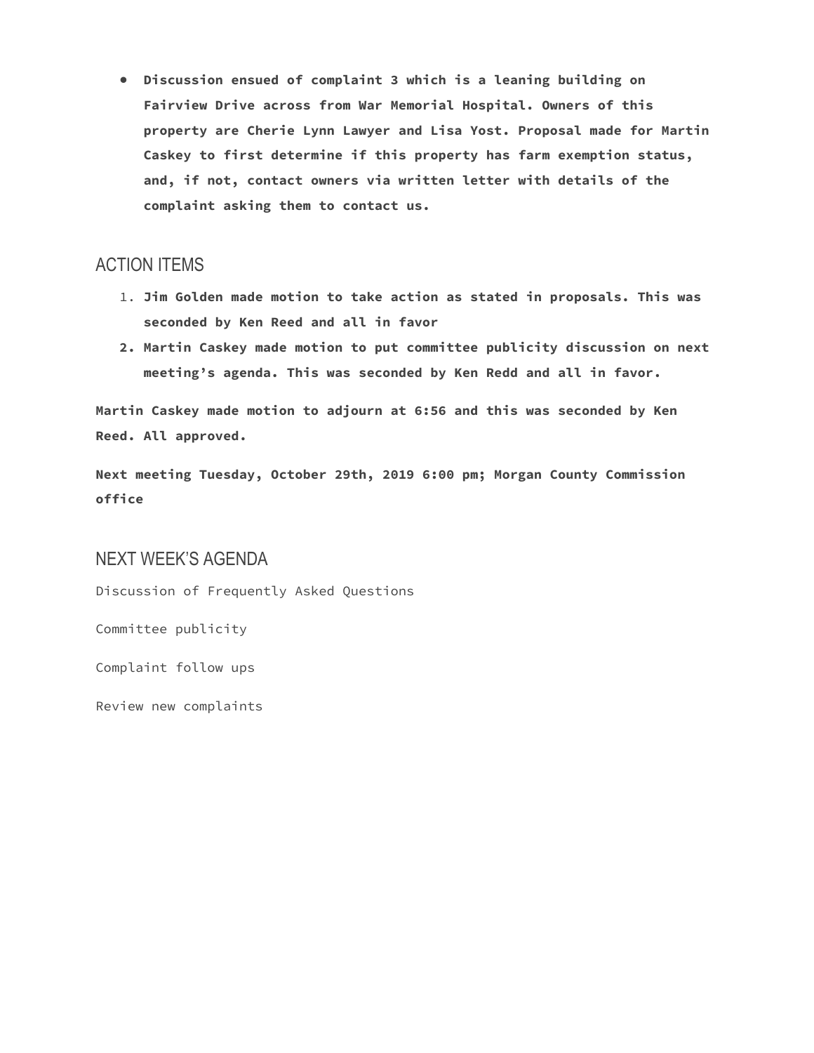- **Discussion ensued of complaint 3 which is a leaning building on Fairview Drive across from War Memorial Hospital. Owners of this property are Cherie Lynn Lawyer and Lisa Yost. Proposal made for Martin Caskey to first determine if this property has farm exemption status, and, if not, contact owners via written letter with details of the complaint asking them to contact us.**

## ACTION ITEMS

1. **Jim Golden made motion to take action as stated in proposals. This was seconded by Ken Reed and all in favor**
2. **Martin Caskey made motion to put committee publicity discussion on next meeting's agenda. This was seconded by Ken Redd and all in favor.**

**Martin Caskey made motion to adjourn at 6:56 and this was seconded by Ken Reed. All approved.**

**Next meeting Tuesday, October 29th, 2019 6:00 pm; Morgan County Commission office**

## NEXT WEEK'S AGENDA

Discussion of Frequently Asked Questions

Committee publicity

Complaint follow ups

Review new complaints